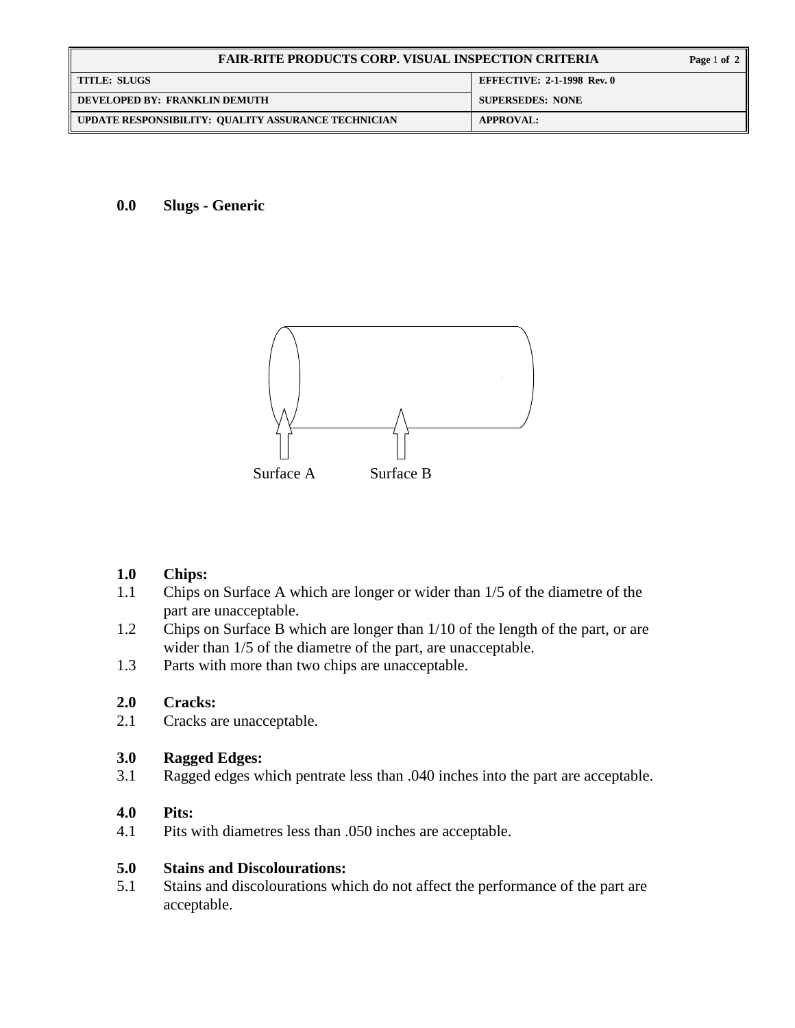| FAIR-RITE PRODUCTS CORP. VISUAL INSPECTION CRITERIA | |
|---|---|
| TITLE: SLUGS | EFFECTIVE: 2-1-1998 Rev. 0 |
| DEVELOPED BY: FRANKLIN DEMUTH | SUPERSEDES: NONE |
| UPDATE RESPONSIBILITY: QUALITY ASSURANCE TECHNICIAN | APPROVAL: |

## 0.0 Slugs - Generic

Surface A Surface B

## 1.0 Chips:

1.1 Chips on Surface A which are longer or wider than 1/5 of the diametre of the part are unacceptable.

1.2 Chips on Surface B which are longer than 1/10 of the length of the part, or are wider than 1/5 of the diametre of the part, are unacceptable.

1.3 Parts with more than two chips are unacceptable.

## 2.0 Cracks:

2.1 Cracks are unacceptable.

## 3.0 Ragged Edges:

3.1 Ragged edges which pentrate less than .040 inches into the part are acceptable.

## 4.0 Pits:

4.1 Pits with diametres less than .050 inches are acceptable.

## 5.0 Stains and Discolourations:

5.1 Stains and discolourations which do not affect the performance of the part are acceptable.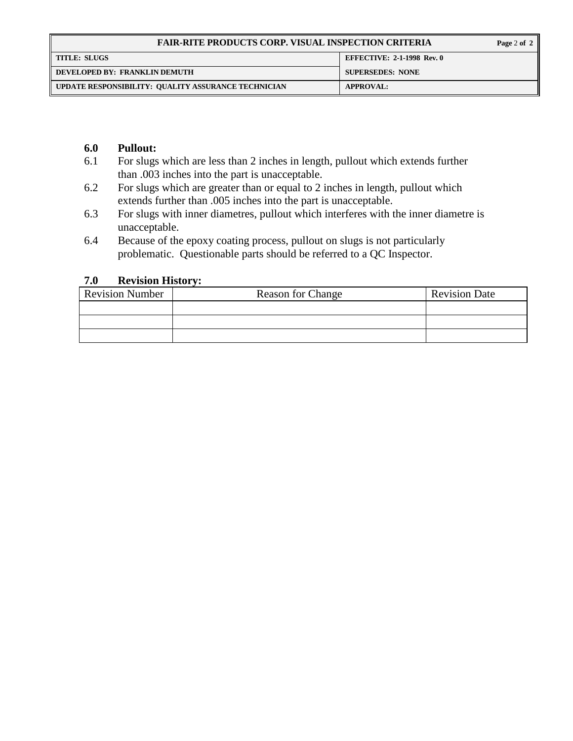**6.0 Pullout:**

6.1 For slugs which are less than 2 inches in length, pullout which extends further than .003 inches into the part is unacceptable.

6.2 For slugs which are greater than or equal to 2 inches in length, pullout which extends further than .005 inches into the part is unacceptable.

6.3 For slugs with inner diametres, pullout which interferes with the inner diametre is unacceptable.

6.4 Because of the epoxy coating process, pullout on slugs is not particularly problematic. Questionable parts should be referred to a QC Inspector.

**7.0 Revision History:**

| Revision Number | Reason for Change | Revision Date |
|---|---|---|
| | | |
| | | |
| | | |